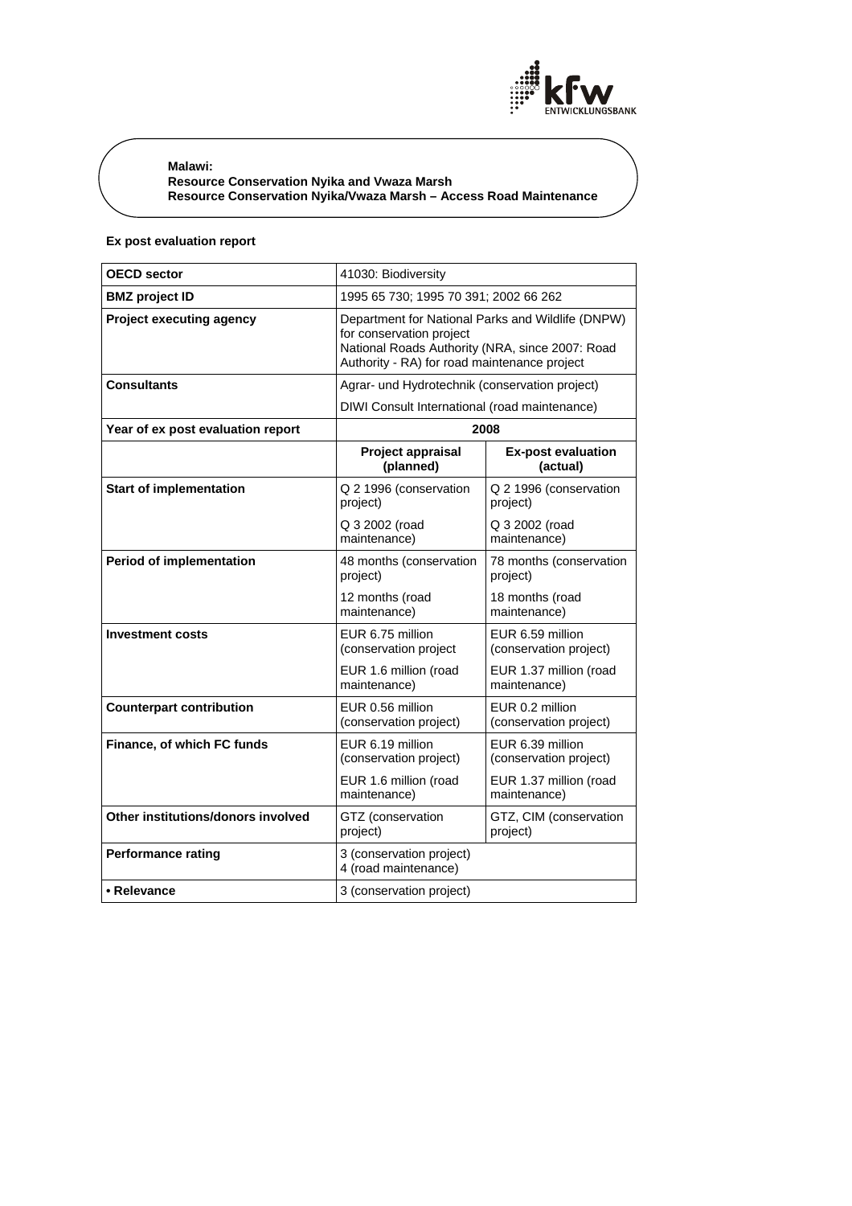**Malawi:**
**Resource Conservation Nyika and Vwaza Marsh**
**Resource Conservation Nyika/Vwaza Marsh – Access Road Maintenance**

**Ex post evaluation report**

| **OECD sector** | 41030: Biodiversity | |
|---|---|---|
| **BMZ project ID** | 1995 65 730; 1995 70 391; 2002 66 262 | |
| **Project executing agency** | Department for National Parks and Wildlife (DNPW) for conservation project<br>National Roads Authority (NRA, since 2007: Road Authority - RA) for road maintenance project | |
| **Consultants** | Agrar- und Hydrotechnik (conservation project)<br>DIWI Consult International (road maintenance) | |
| **Year of ex post evaluation report** | **2008** | |
| | **Project appraisal (planned)** | **Ex-post evaluation (actual)** |
| **Start of implementation** | Q 2 1996 (conservation project)<br>Q 3 2002 (road maintenance) | Q 2 1996 (conservation project)<br>Q 3 2002 (road maintenance) |
| **Period of implementation** | 48 months (conservation project)<br>12 months (road maintenance) | 78 months (conservation project)<br>18 months (road maintenance) |
| **Investment costs** | EUR 6.75 million (conservation project<br>EUR 1.6 million (road maintenance) | EUR 6.59 million (conservation project)<br>EUR 1.37 million (road maintenance) |
| **Counterpart contribution** | EUR 0.56 million (conservation project) | EUR 0.2 million (conservation project) |
| **Finance, of which FC funds** | EUR 6.19 million (conservation project)<br>EUR 1.6 million (road maintenance) | EUR 6.39 million (conservation project)<br>EUR 1.37 million (road maintenance) |
| **Other institutions/donors involved** | GTZ (conservation project) | GTZ, CIM (conservation project) |
| **Performance rating** | 3 (conservation project)<br>4 (road maintenance) | |
| **• Relevance** | 3 (conservation project) | |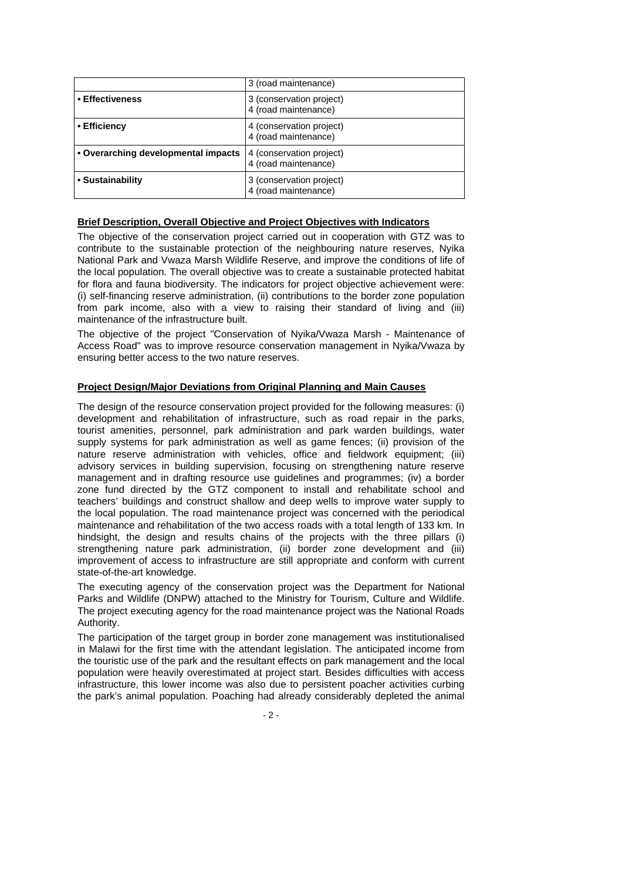| | |
|---|---|
| | 3 (road maintenance) |
| **• Effectiveness** | 3 (conservation project)<br>4 (road maintenance) |
| **• Efficiency** | 4 (conservation project)<br>4 (road maintenance) |
| **• Overarching developmental impacts** | 4 (conservation project)<br>4 (road maintenance) |
| **• Sustainability** | 3 (conservation project)<br>4 (road maintenance) |

**Brief Description, Overall Objective and Project Objectives with Indicators**

The objective of the conservation project carried out in cooperation with GTZ was to contribute to the sustainable protection of the neighbouring nature reserves, Nyika National Park and Vwaza Marsh Wildlife Reserve, and improve the conditions of life of the local population. The overall objective was to create a sustainable protected habitat for flora and fauna biodiversity. The indicators for project objective achievement were: (i) self-financing reserve administration, (ii) contributions to the border zone population from park income, also with a view to raising their standard of living and (iii) maintenance of the infrastructure built.

The objective of the project "Conservation of Nyika/Vwaza Marsh - Maintenance of Access Road" was to improve resource conservation management in Nyika/Vwaza by ensuring better access to the two nature reserves.

**Project Design/Major Deviations from Original Planning and Main Causes**

The design of the resource conservation project provided for the following measures: (i) development and rehabilitation of infrastructure, such as road repair in the parks, tourist amenities, personnel, park administration and park warden buildings, water supply systems for park administration as well as game fences; (ii) provision of the nature reserve administration with vehicles, office and fieldwork equipment; (iii) advisory services in building supervision, focusing on strengthening nature reserve management and in drafting resource use guidelines and programmes; (iv) a border zone fund directed by the GTZ component to install and rehabilitate school and teachers' buildings and construct shallow and deep wells to improve water supply to the local population. The road maintenance project was concerned with the periodical maintenance and rehabilitation of the two access roads with a total length of 133 km. In hindsight, the design and results chains of the projects with the three pillars (i) strengthening nature park administration, (ii) border zone development and (iii) improvement of access to infrastructure are still appropriate and conform with current state-of-the-art knowledge.

The executing agency of the conservation project was the Department for National Parks and Wildlife (DNPW) attached to the Ministry for Tourism, Culture and Wildlife. The project executing agency for the road maintenance project was the National Roads Authority.

The participation of the target group in border zone management was institutionalised in Malawi for the first time with the attendant legislation. The anticipated income from the touristic use of the park and the resultant effects on park management and the local population were heavily overestimated at project start. Besides difficulties with access infrastructure, this lower income was also due to persistent poacher activities curbing the park's animal population. Poaching had already considerably depleted the animal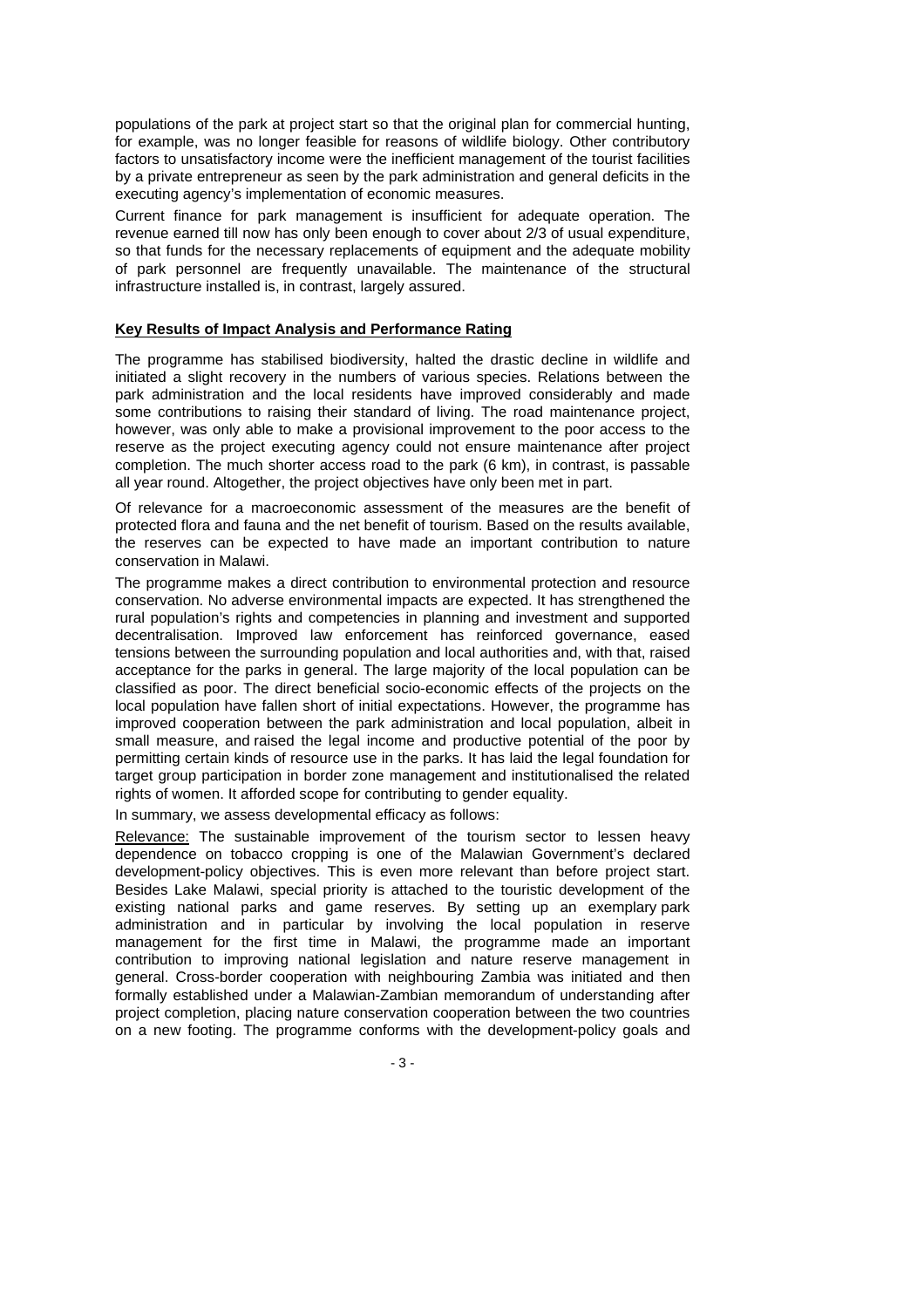populations of the park at project start so that the original plan for commercial hunting, for example, was no longer feasible for reasons of wildlife biology. Other contributory factors to unsatisfactory income were the inefficient management of the tourist facilities by a private entrepreneur as seen by the park administration and general deficits in the executing agency's implementation of economic measures.

Current finance for park management is insufficient for adequate operation. The revenue earned till now has only been enough to cover about 2/3 of usual expenditure, so that funds for the necessary replacements of equipment and the adequate mobility of park personnel are frequently unavailable. The maintenance of the structural infrastructure installed is, in contrast, largely assured.

**Key Results of Impact Analysis and Performance Rating**

The programme has stabilised biodiversity, halted the drastic decline in wildlife and initiated a slight recovery in the numbers of various species. Relations between the park administration and the local residents have improved considerably and made some contributions to raising their standard of living. The road maintenance project, however, was only able to make a provisional improvement to the poor access to the reserve as the project executing agency could not ensure maintenance after project completion. The much shorter access road to the park (6 km), in contrast, is passable all year round. Altogether, the project objectives have only been met in part.

Of relevance for a macroeconomic assessment of the measures are the benefit of protected flora and fauna and the net benefit of tourism. Based on the results available, the reserves can be expected to have made an important contribution to nature conservation in Malawi.

The programme makes a direct contribution to environmental protection and resource conservation. No adverse environmental impacts are expected. It has strengthened the rural population's rights and competencies in planning and investment and supported decentralisation. Improved law enforcement has reinforced governance, eased tensions between the surrounding population and local authorities and, with that, raised acceptance for the parks in general. The large majority of the local population can be classified as poor. The direct beneficial socio-economic effects of the projects on the local population have fallen short of initial expectations. However, the programme has improved cooperation between the park administration and local population, albeit in small measure, and raised the legal income and productive potential of the poor by permitting certain kinds of resource use in the parks. It has laid the legal foundation for target group participation in border zone management and institutionalised the related rights of women. It afforded scope for contributing to gender equality.

In summary, we assess developmental efficacy as follows:

Relevance: The sustainable improvement of the tourism sector to lessen heavy dependence on tobacco cropping is one of the Malawian Government's declared development-policy objectives. This is even more relevant than before project start. Besides Lake Malawi, special priority is attached to the touristic development of the existing national parks and game reserves. By setting up an exemplary park administration and in particular by involving the local population in reserve management for the first time in Malawi, the programme made an important contribution to improving national legislation and nature reserve management in general. Cross-border cooperation with neighbouring Zambia was initiated and then formally established under a Malawian-Zambian memorandum of understanding after project completion, placing nature conservation cooperation between the two countries on a new footing. The programme conforms with the development-policy goals and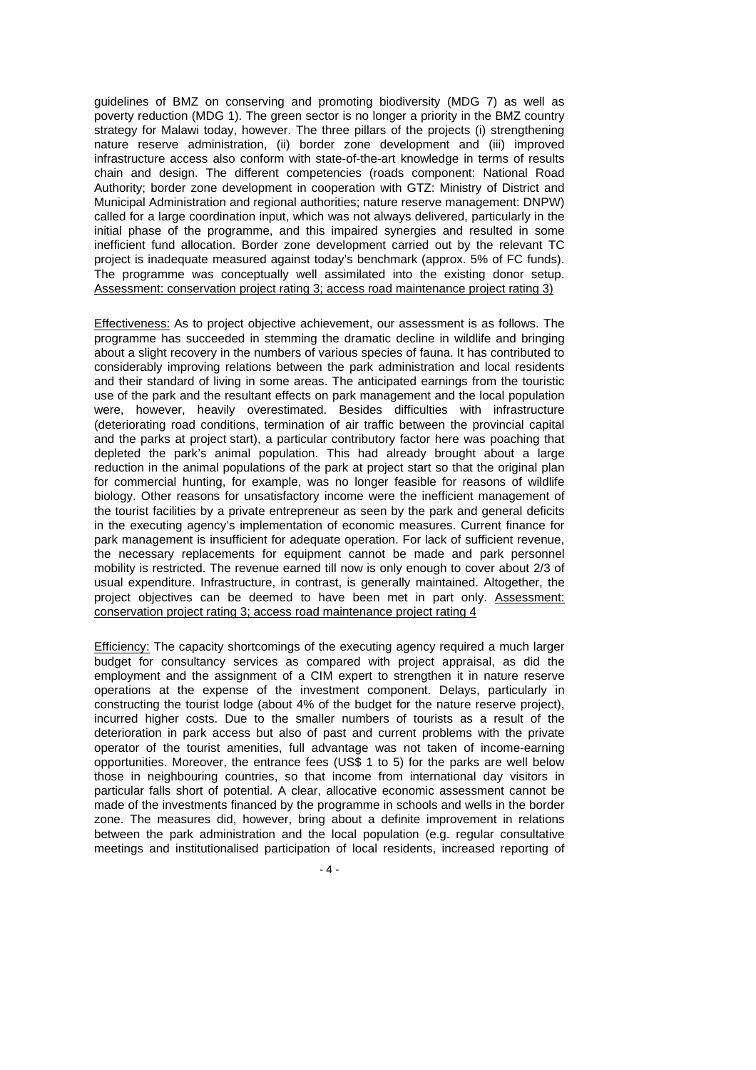guidelines of BMZ on conserving and promoting biodiversity (MDG 7) as well as poverty reduction (MDG 1). The green sector is no longer a priority in the BMZ country strategy for Malawi today, however. The three pillars of the projects (i) strengthening nature reserve administration, (ii) border zone development and (iii) improved infrastructure access also conform with state-of-the-art knowledge in terms of results chain and design. The different competencies (roads component: National Road Authority; border zone development in cooperation with GTZ: Ministry of District and Municipal Administration and regional authorities; nature reserve management: DNPW) called for a large coordination input, which was not always delivered, particularly in the initial phase of the programme, and this impaired synergies and resulted in some inefficient fund allocation. Border zone development carried out by the relevant TC project is inadequate measured against today's benchmark (approx. 5% of FC funds). The programme was conceptually well assimilated into the existing donor setup. <u>Assessment: conservation project rating 3; access road maintenance project rating 3)</u>

<u>Effectiveness:</u> As to project objective achievement, our assessment is as follows. The programme has succeeded in stemming the dramatic decline in wildlife and bringing about a slight recovery in the numbers of various species of fauna. It has contributed to considerably improving relations between the park administration and local residents and their standard of living in some areas. The anticipated earnings from the touristic use of the park and the resultant effects on park management and the local population were, however, heavily overestimated. Besides difficulties with infrastructure (deteriorating road conditions, termination of air traffic between the provincial capital and the parks at project start), a particular contributory factor here was poaching that depleted the park's animal population. This had already brought about a large reduction in the animal populations of the park at project start so that the original plan for commercial hunting, for example, was no longer feasible for reasons of wildlife biology. Other reasons for unsatisfactory income were the inefficient management of the tourist facilities by a private entrepreneur as seen by the park and general deficits in the executing agency's implementation of economic measures. Current finance for park management is insufficient for adequate operation. For lack of sufficient revenue, the necessary replacements for equipment cannot be made and park personnel mobility is restricted. The revenue earned till now is only enough to cover about 2/3 of usual expenditure. Infrastructure, in contrast, is generally maintained. Altogether, the project objectives can be deemed to have been met in part only. <u>Assessment: conservation project rating 3; access road maintenance project rating 4</u>

<u>Efficiency:</u> The capacity shortcomings of the executing agency required a much larger budget for consultancy services as compared with project appraisal, as did the employment and the assignment of a CIM expert to strengthen it in nature reserve operations at the expense of the investment component. Delays, particularly in constructing the tourist lodge (about 4% of the budget for the nature reserve project), incurred higher costs. Due to the smaller numbers of tourists as a result of the deterioration in park access but also of past and current problems with the private operator of the tourist amenities, full advantage was not taken of income-earning opportunities. Moreover, the entrance fees (US$ 1 to 5) for the parks are well below those in neighbouring countries, so that income from international day visitors in particular falls short of potential. A clear, allocative economic assessment cannot be made of the investments financed by the programme in schools and wells in the border zone. The measures did, however, bring about a definite improvement in relations between the park administration and the local population (e.g. regular consultative meetings and institutionalised participation of local residents, increased reporting of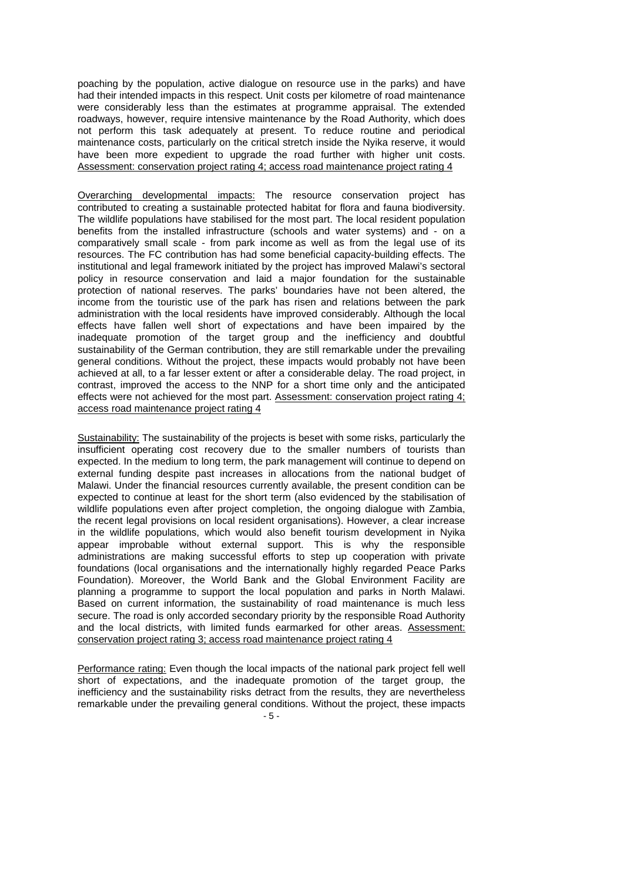poaching by the population, active dialogue on resource use in the parks) and have had their intended impacts in this respect. Unit costs per kilometre of road maintenance were considerably less than the estimates at programme appraisal. The extended roadways, however, require intensive maintenance by the Road Authority, which does not perform this task adequately at present. To reduce routine and periodical maintenance costs, particularly on the critical stretch inside the Nyika reserve, it would have been more expedient to upgrade the road further with higher unit costs. <u>Assessment: conservation project rating 4; access road maintenance project rating 4</u>

<u>Overarching developmental impacts:</u> The resource conservation project has contributed to creating a sustainable protected habitat for flora and fauna biodiversity. The wildlife populations have stabilised for the most part. The local resident population benefits from the installed infrastructure (schools and water systems) and - on a comparatively small scale - from park income as well as from the legal use of its resources. The FC contribution has had some beneficial capacity-building effects. The institutional and legal framework initiated by the project has improved Malawi's sectoral policy in resource conservation and laid a major foundation for the sustainable protection of national reserves. The parks' boundaries have not been altered, the income from the touristic use of the park has risen and relations between the park administration with the local residents have improved considerably. Although the local effects have fallen well short of expectations and have been impaired by the inadequate promotion of the target group and the inefficiency and doubtful sustainability of the German contribution, they are still remarkable under the prevailing general conditions. Without the project, these impacts would probably not have been achieved at all, to a far lesser extent or after a considerable delay. The road project, in contrast, improved the access to the NNP for a short time only and the anticipated effects were not achieved for the most part. <u>Assessment: conservation project rating 4; access road maintenance project rating 4</u>

<u>Sustainability:</u> The sustainability of the projects is beset with some risks, particularly the insufficient operating cost recovery due to the smaller numbers of tourists than expected. In the medium to long term, the park management will continue to depend on external funding despite past increases in allocations from the national budget of Malawi. Under the financial resources currently available, the present condition can be expected to continue at least for the short term (also evidenced by the stabilisation of wildlife populations even after project completion, the ongoing dialogue with Zambia, the recent legal provisions on local resident organisations). However, a clear increase in the wildlife populations, which would also benefit tourism development in Nyika appear improbable without external support. This is why the responsible administrations are making successful efforts to step up cooperation with private foundations (local organisations and the internationally highly regarded Peace Parks Foundation). Moreover, the World Bank and the Global Environment Facility are planning a programme to support the local population and parks in North Malawi. Based on current information, the sustainability of road maintenance is much less secure. The road is only accorded secondary priority by the responsible Road Authority and the local districts, with limited funds earmarked for other areas. <u>Assessment: conservation project rating 3; access road maintenance project rating 4</u>

<u>Performance rating:</u> Even though the local impacts of the national park project fell well short of expectations, and the inadequate promotion of the target group, the inefficiency and the sustainability risks detract from the results, they are nevertheless remarkable under the prevailing general conditions. Without the project, these impacts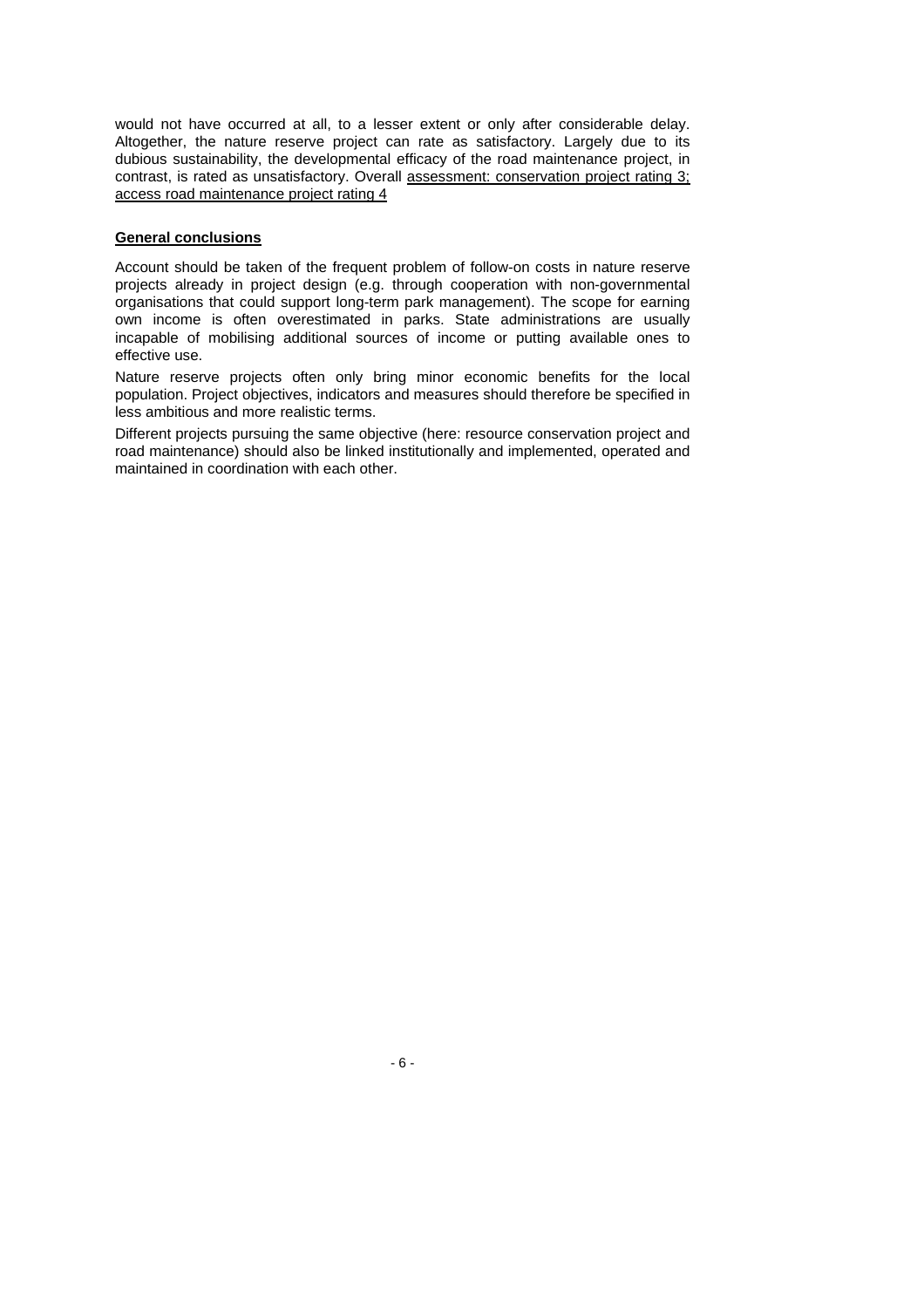would not have occurred at all, to a lesser extent or only after considerable delay. Altogether, the nature reserve project can rate as satisfactory. Largely due to its dubious sustainability, the developmental efficacy of the road maintenance project, in contrast, is rated as unsatisfactory. Overall assessment: conservation project rating 3; access road maintenance project rating 4

**General conclusions**

Account should be taken of the frequent problem of follow-on costs in nature reserve projects already in project design (e.g. through cooperation with non-governmental organisations that could support long-term park management). The scope for earning own income is often overestimated in parks. State administrations are usually incapable of mobilising additional sources of income or putting available ones to effective use.

Nature reserve projects often only bring minor economic benefits for the local population. Project objectives, indicators and measures should therefore be specified in less ambitious and more realistic terms.

Different projects pursuing the same objective (here: resource conservation project and road maintenance) should also be linked institutionally and implemented, operated and maintained in coordination with each other.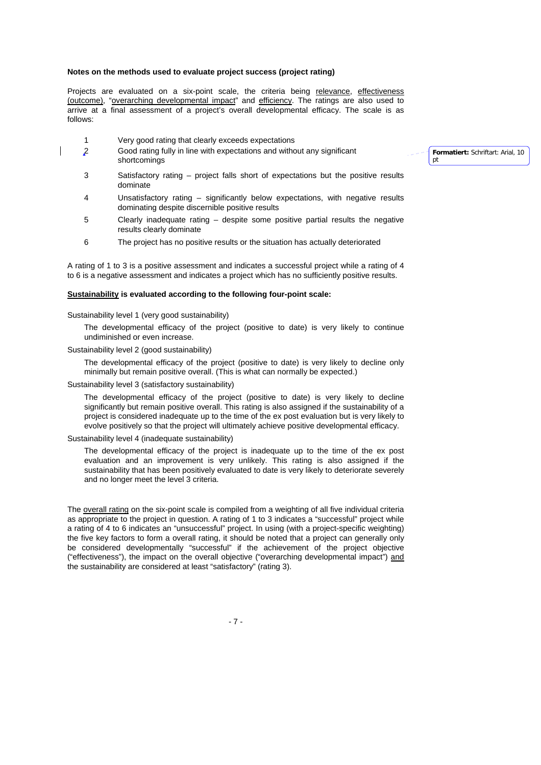**Notes on the methods used to evaluate project success (project rating)**

Projects are evaluated on a six-point scale, the criteria being relevance, effectiveness (outcome), "overarching developmental impact" and efficiency. The ratings are also used to arrive at a final assessment of a project's overall developmental efficacy. The scale is as follows:

| | |
|---|---|
| 1 | Very good rating that clearly exceeds expectations |
| 2 | Good rating fully in line with expectations and without any significant shortcomings |
| 3 | Satisfactory rating – project falls short of expectations but the positive results dominate |
| 4 | Unsatisfactory rating – significantly below expectations, with negative results dominating despite discernible positive results |
| 5 | Clearly inadequate rating – despite some positive partial results the negative results clearly dominate |
| 6 | The project has no positive results or the situation has actually deteriorated |

A rating of 1 to 3 is a positive assessment and indicates a successful project while a rating of 4 to 6 is a negative assessment and indicates a project which has no sufficiently positive results.

**Sustainability is evaluated according to the following four-point scale:**

Sustainability level 1 (very good sustainability)

The developmental efficacy of the project (positive to date) is very likely to continue undiminished or even increase.

Sustainability level 2 (good sustainability)

The developmental efficacy of the project (positive to date) is very likely to decline only minimally but remain positive overall. (This is what can normally be expected.)

Sustainability level 3 (satisfactory sustainability)

The developmental efficacy of the project (positive to date) is very likely to decline significantly but remain positive overall. This rating is also assigned if the sustainability of a project is considered inadequate up to the time of the ex post evaluation but is very likely to evolve positively so that the project will ultimately achieve positive developmental efficacy.

Sustainability level 4 (inadequate sustainability)

The developmental efficacy of the project is inadequate up to the time of the ex post evaluation and an improvement is very unlikely. This rating is also assigned if the sustainability that has been positively evaluated to date is very likely to deteriorate severely and no longer meet the level 3 criteria.

The overall rating on the six-point scale is compiled from a weighting of all five individual criteria as appropriate to the project in question. A rating of 1 to 3 indicates a "successful" project while a rating of 4 to 6 indicates an "unsuccessful" project. In using (with a project-specific weighting) the five key factors to form a overall rating, it should be noted that a project can generally only be considered developmentally "successful" if the achievement of the project objective ("effectiveness"), the impact on the overall objective ("overarching developmental impact") and the sustainability are considered at least "satisfactory" (rating 3).